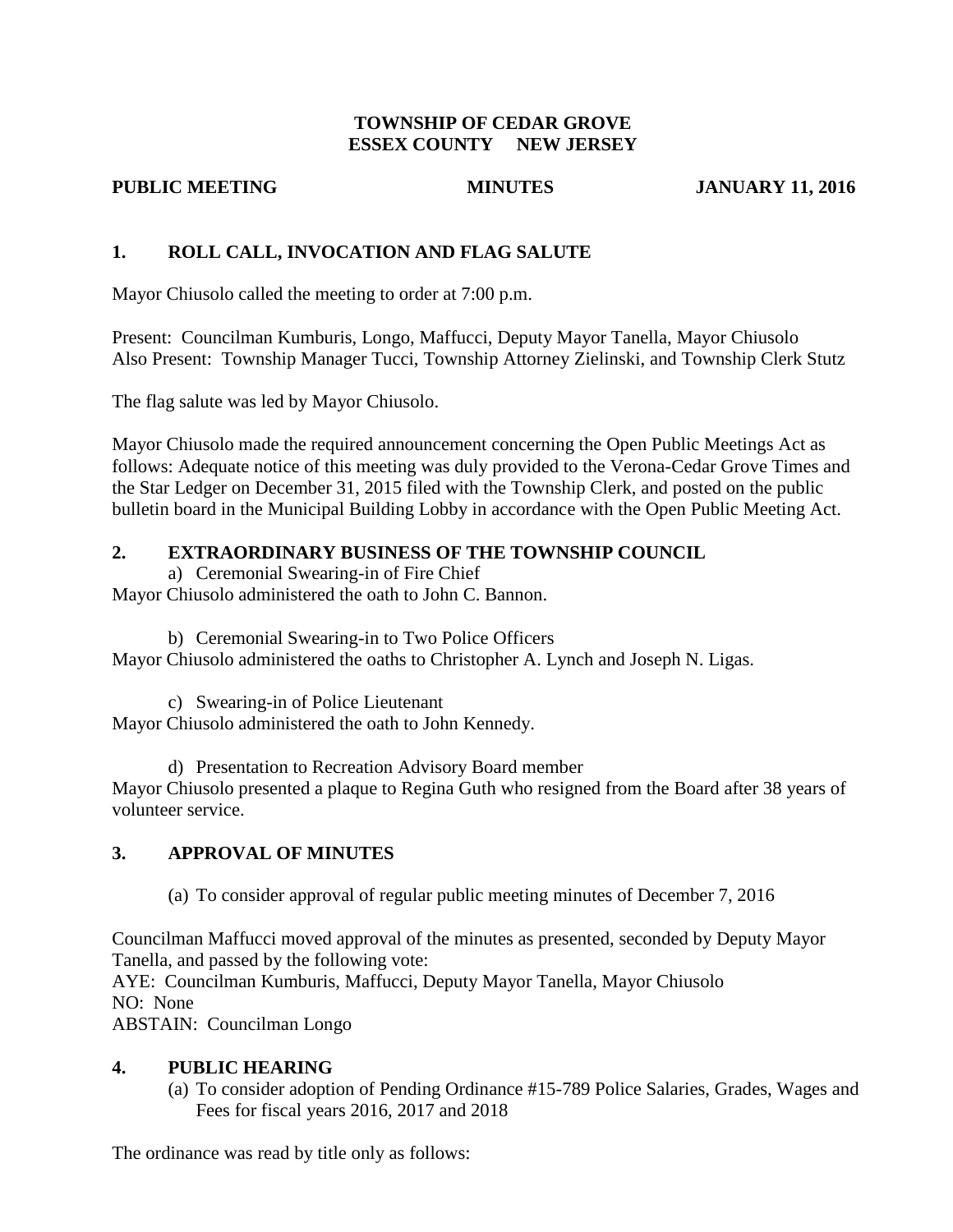**TOWNSHIP OF CEDAR GROVE**
**ESSEX COUNTY NEW JERSEY**

**PUBLIC MEETING MINUTES JANUARY 11, 2016**

## 1. ROLL CALL, INVOCATION AND FLAG SALUTE

Mayor Chiusolo called the meeting to order at 7:00 p.m.

Present: Councilman Kumburis, Longo, Maffucci, Deputy Mayor Tanella, Mayor Chiusolo
Also Present: Township Manager Tucci, Township Attorney Zielinski, and Township Clerk Stutz

The flag salute was led by Mayor Chiusolo.

Mayor Chiusolo made the required announcement concerning the Open Public Meetings Act as follows: Adequate notice of this meeting was duly provided to the Verona-Cedar Grove Times and the Star Ledger on December 31, 2015 filed with the Township Clerk, and posted on the public bulletin board in the Municipal Building Lobby in accordance with the Open Public Meeting Act.

## 2. EXTRAORDINARY BUSINESS OF THE TOWNSHIP COUNCIL

a) Ceremonial Swearing-in of Fire Chief
Mayor Chiusolo administered the oath to John C. Bannon.

b) Ceremonial Swearing-in to Two Police Officers
Mayor Chiusolo administered the oaths to Christopher A. Lynch and Joseph N. Ligas.

c) Swearing-in of Police Lieutenant
Mayor Chiusolo administered the oath to John Kennedy.

d) Presentation to Recreation Advisory Board member
Mayor Chiusolo presented a plaque to Regina Guth who resigned from the Board after 38 years of volunteer service.

## 3. APPROVAL OF MINUTES

(a) To consider approval of regular public meeting minutes of December 7, 2016

Councilman Maffucci moved approval of the minutes as presented, seconded by Deputy Mayor Tanella, and passed by the following vote:
AYE: Councilman Kumburis, Maffucci, Deputy Mayor Tanella, Mayor Chiusolo
NO: None
ABSTAIN: Councilman Longo

## 4. PUBLIC HEARING

(a) To consider adoption of Pending Ordinance #15-789 Police Salaries, Grades, Wages and Fees for fiscal years 2016, 2017 and 2018

The ordinance was read by title only as follows: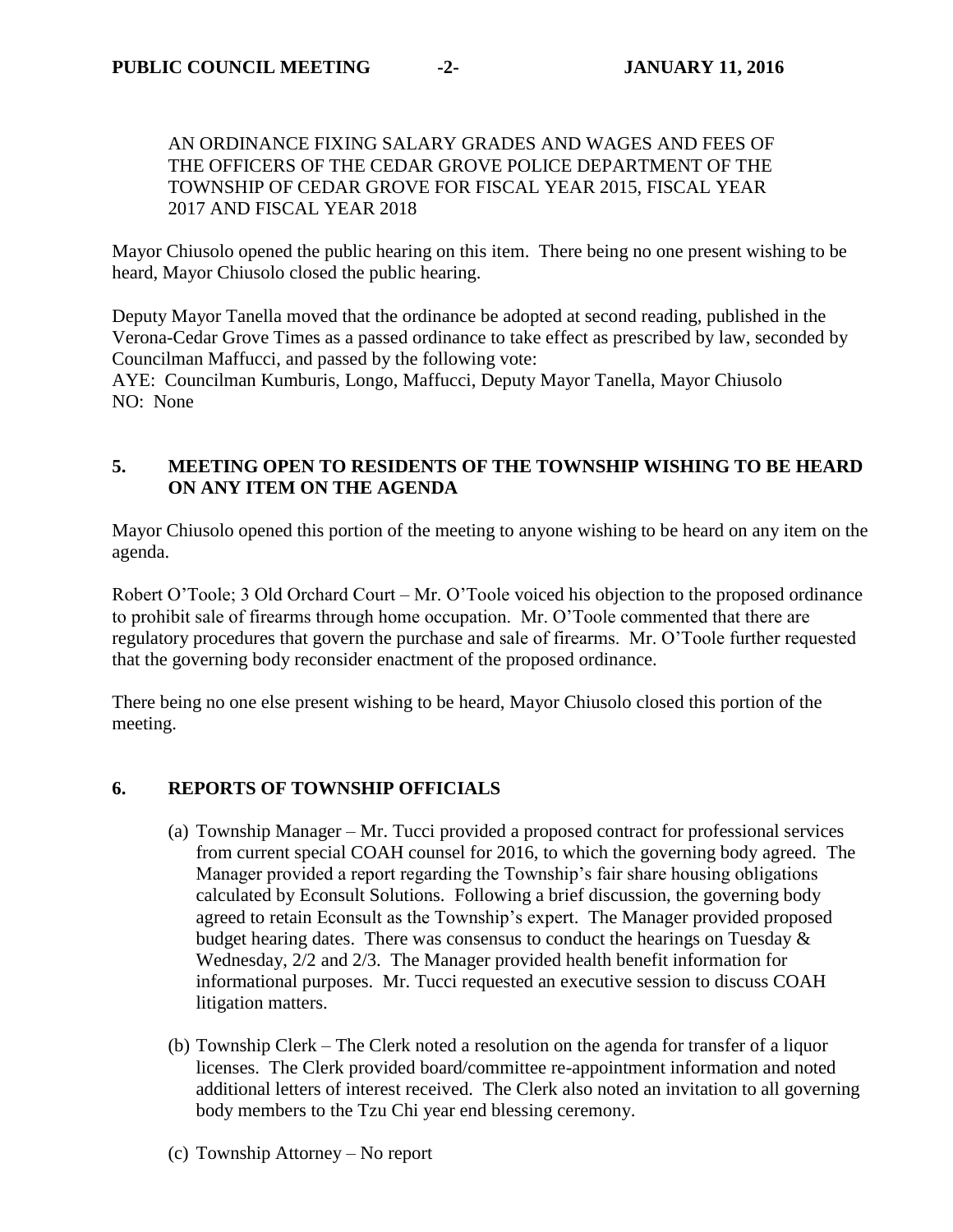AN ORDINANCE FIXING SALARY GRADES AND WAGES AND FEES OF THE OFFICERS OF THE CEDAR GROVE POLICE DEPARTMENT OF THE TOWNSHIP OF CEDAR GROVE FOR FISCAL YEAR 2015, FISCAL YEAR 2017 AND FISCAL YEAR 2018

Mayor Chiusolo opened the public hearing on this item. There being no one present wishing to be heard, Mayor Chiusolo closed the public hearing.

Deputy Mayor Tanella moved that the ordinance be adopted at second reading, published in the Verona-Cedar Grove Times as a passed ordinance to take effect as prescribed by law, seconded by Councilman Maffucci, and passed by the following vote:
AYE: Councilman Kumburis, Longo, Maffucci, Deputy Mayor Tanella, Mayor Chiusolo
NO: None

## 5. MEETING OPEN TO RESIDENTS OF THE TOWNSHIP WISHING TO BE HEARD ON ANY ITEM ON THE AGENDA

Mayor Chiusolo opened this portion of the meeting to anyone wishing to be heard on any item on the agenda.

Robert O'Toole; 3 Old Orchard Court – Mr. O'Toole voiced his objection to the proposed ordinance to prohibit sale of firearms through home occupation. Mr. O'Toole commented that there are regulatory procedures that govern the purchase and sale of firearms. Mr. O'Toole further requested that the governing body reconsider enactment of the proposed ordinance.

There being no one else present wishing to be heard, Mayor Chiusolo closed this portion of the meeting.

## 6. REPORTS OF TOWNSHIP OFFICIALS

(a) Township Manager – Mr. Tucci provided a proposed contract for professional services from current special COAH counsel for 2016, to which the governing body agreed. The Manager provided a report regarding the Township's fair share housing obligations calculated by Econsult Solutions. Following a brief discussion, the governing body agreed to retain Econsult as the Township's expert. The Manager provided proposed budget hearing dates. There was consensus to conduct the hearings on Tuesday & Wednesday, 2/2 and 2/3. The Manager provided health benefit information for informational purposes. Mr. Tucci requested an executive session to discuss COAH litigation matters.

(b) Township Clerk – The Clerk noted a resolution on the agenda for transfer of a liquor licenses. The Clerk provided board/committee re-appointment information and noted additional letters of interest received. The Clerk also noted an invitation to all governing body members to the Tzu Chi year end blessing ceremony.

(c) Township Attorney – No report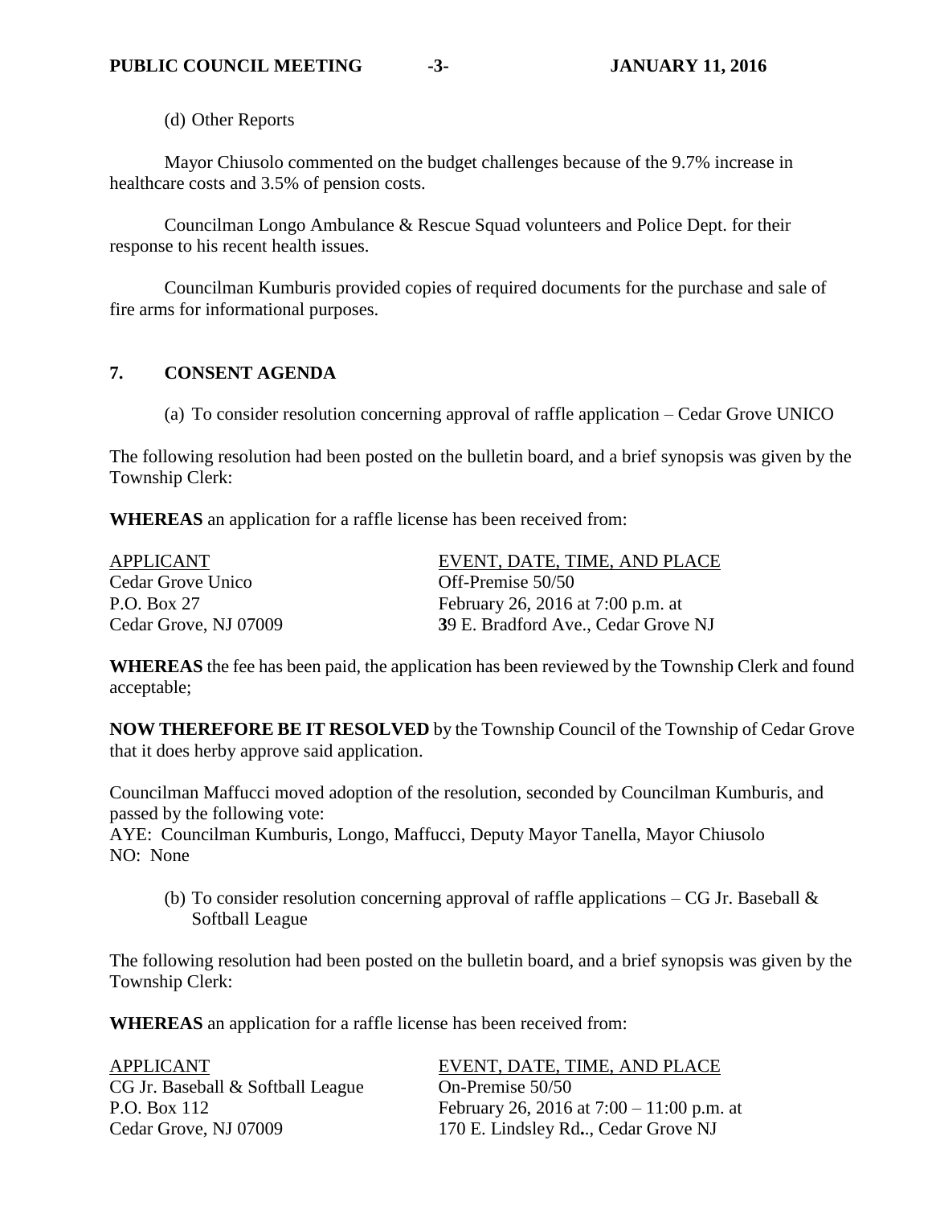(d) Other Reports

Mayor Chiusolo commented on the budget challenges because of the 9.7% increase in healthcare costs and 3.5% of pension costs.

Councilman Longo Ambulance & Rescue Squad volunteers and Police Dept. for their response to his recent health issues.

Councilman Kumburis provided copies of required documents for the purchase and sale of fire arms for informational purposes.

## 7. CONSENT AGENDA

(a) To consider resolution concerning approval of raffle application – Cedar Grove UNICO

The following resolution had been posted on the bulletin board, and a brief synopsis was given by the Township Clerk:

**WHEREAS** an application for a raffle license has been received from:

| APPLICANT | EVENT, DATE, TIME, AND PLACE |
|---|---|
| Cedar Grove Unico | Off-Premise 50/50 |
| P.O. Box 27 | February 26, 2016 at 7:00 p.m. at |
| Cedar Grove, NJ 07009 | **3**9 E. Bradford Ave., Cedar Grove NJ |

**WHEREAS** the fee has been paid, the application has been reviewed by the Township Clerk and found acceptable;

**NOW THEREFORE BE IT RESOLVED** by the Township Council of the Township of Cedar Grove that it does herby approve said application.

Councilman Maffucci moved adoption of the resolution, seconded by Councilman Kumburis, and passed by the following vote:
AYE: Councilman Kumburis, Longo, Maffucci, Deputy Mayor Tanella, Mayor Chiusolo
NO: None

(b) To consider resolution concerning approval of raffle applications – CG Jr. Baseball & Softball League

The following resolution had been posted on the bulletin board, and a brief synopsis was given by the Township Clerk:

**WHEREAS** an application for a raffle license has been received from:

| APPLICANT | EVENT, DATE, TIME, AND PLACE |
|---|---|
| CG Jr. Baseball & Softball League | On-Premise 50/50 |
| P.O. Box 112 | February 26, 2016 at 7:00 – 11:00 p.m. at |
| Cedar Grove, NJ 07009 | 170 E. Lindsley Rd**.**., Cedar Grove NJ |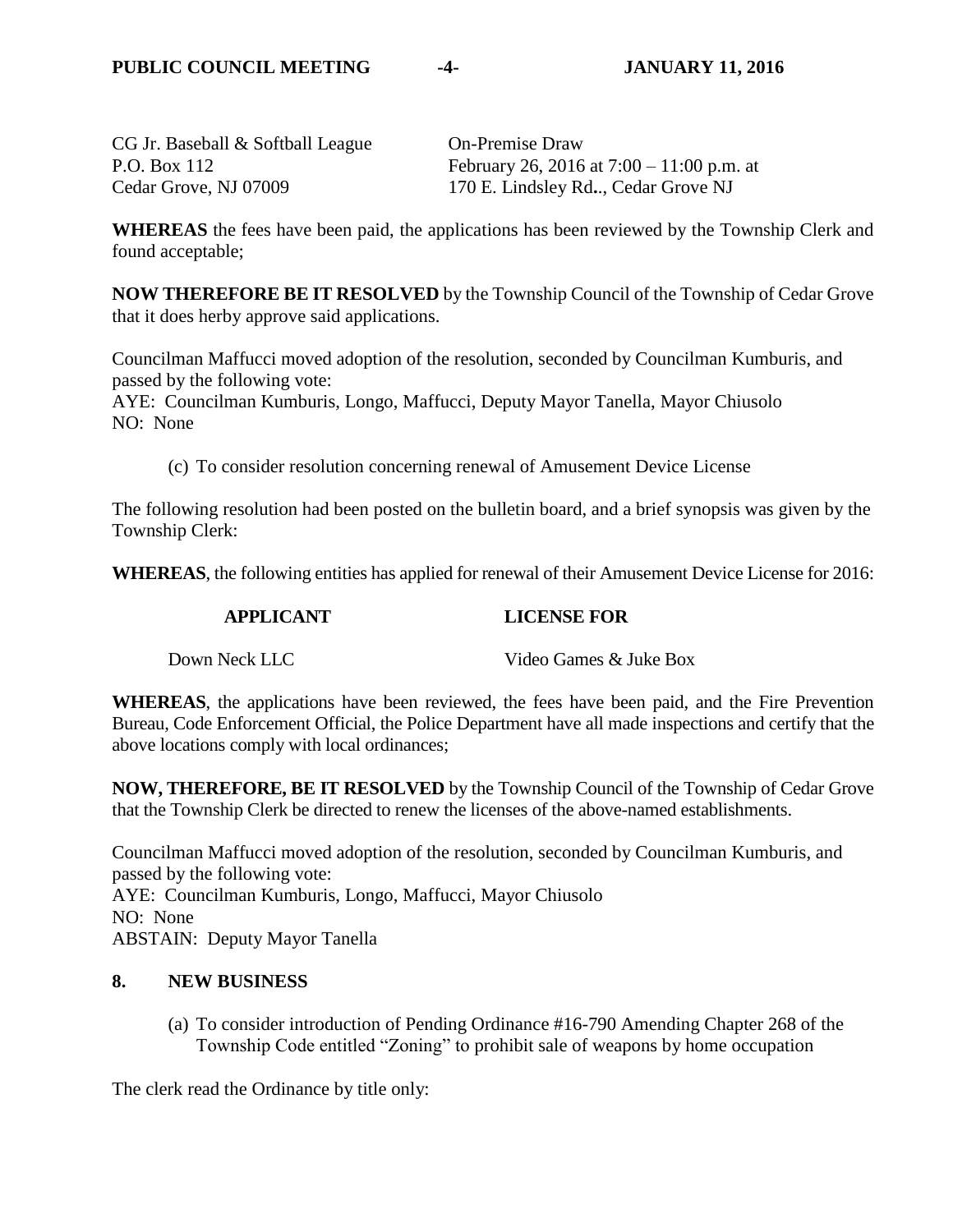| | |
|---|---|
| CG Jr. Baseball & Softball League | On-Premise Draw |
| P.O. Box 112 | February 26, 2016 at 7:00 – 11:00 p.m. at |
| Cedar Grove, NJ 07009 | 170 E. Lindsley Rd.., Cedar Grove NJ |

**WHEREAS** the fees have been paid, the applications has been reviewed by the Township Clerk and found acceptable;

**NOW THEREFORE BE IT RESOLVED** by the Township Council of the Township of Cedar Grove that it does herby approve said applications.

Councilman Maffucci moved adoption of the resolution, seconded by Councilman Kumburis, and passed by the following vote:
AYE: Councilman Kumburis, Longo, Maffucci, Deputy Mayor Tanella, Mayor Chiusolo
NO: None

(c) To consider resolution concerning renewal of Amusement Device License

The following resolution had been posted on the bulletin board, and a brief synopsis was given by the Township Clerk:

**WHEREAS**, the following entities has applied for renewal of their Amusement Device License for 2016:

| APPLICANT | LICENSE FOR |
|---|---|
| Down Neck LLC | Video Games & Juke Box |

**WHEREAS**, the applications have been reviewed, the fees have been paid, and the Fire Prevention Bureau, Code Enforcement Official, the Police Department have all made inspections and certify that the above locations comply with local ordinances;

**NOW, THEREFORE, BE IT RESOLVED** by the Township Council of the Township of Cedar Grove that the Township Clerk be directed to renew the licenses of the above-named establishments.

Councilman Maffucci moved adoption of the resolution, seconded by Councilman Kumburis, and passed by the following vote:
AYE: Councilman Kumburis, Longo, Maffucci, Mayor Chiusolo
NO: None
ABSTAIN: Deputy Mayor Tanella

## 8. NEW BUSINESS

(a) To consider introduction of Pending Ordinance #16-790 Amending Chapter 268 of the Township Code entitled "Zoning" to prohibit sale of weapons by home occupation

The clerk read the Ordinance by title only: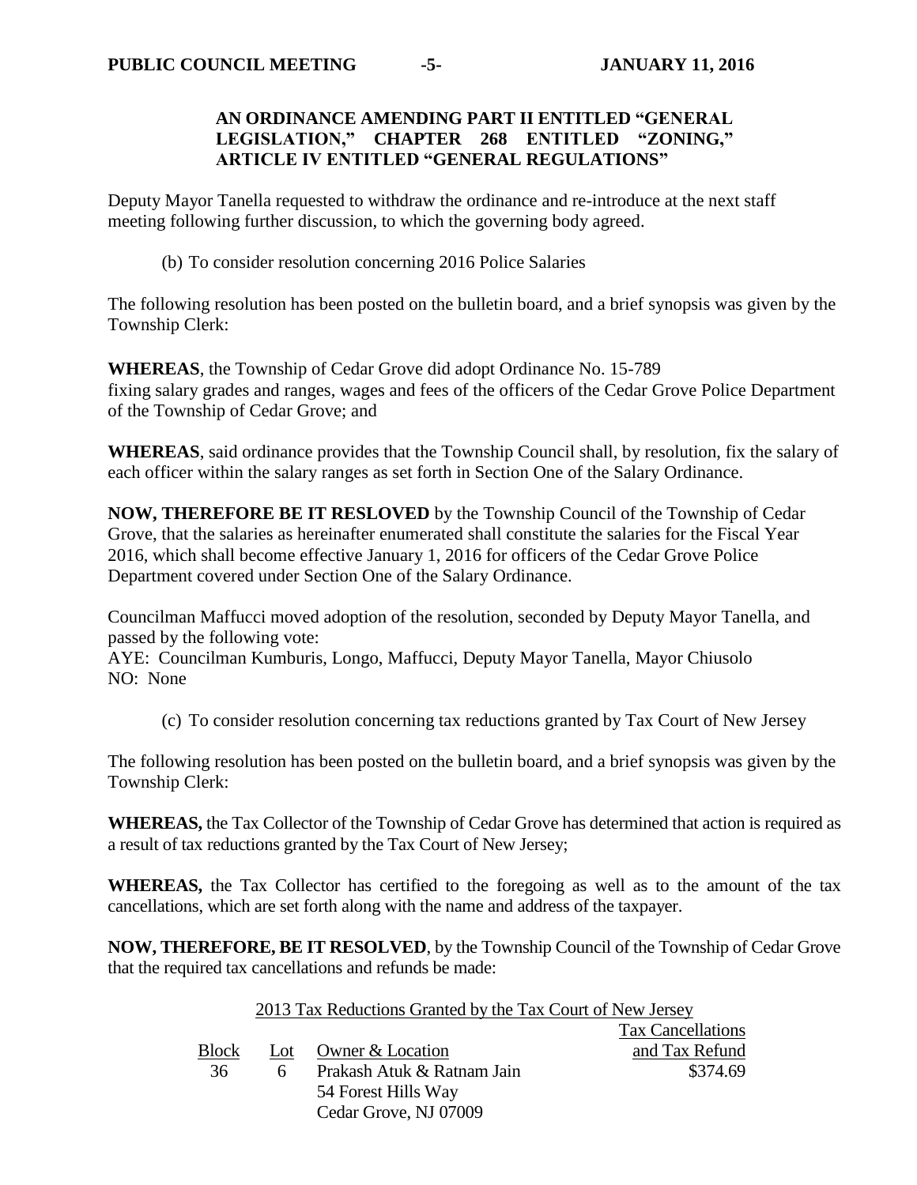**AN ORDINANCE AMENDING PART II ENTITLED "GENERAL LEGISLATION," CHAPTER 268 ENTITLED "ZONING," ARTICLE IV ENTITLED "GENERAL REGULATIONS"**

Deputy Mayor Tanella requested to withdraw the ordinance and re-introduce at the next staff meeting following further discussion, to which the governing body agreed.

(b) To consider resolution concerning 2016 Police Salaries

The following resolution has been posted on the bulletin board, and a brief synopsis was given by the Township Clerk:

**WHEREAS**, the Township of Cedar Grove did adopt Ordinance No. 15-789 fixing salary grades and ranges, wages and fees of the officers of the Cedar Grove Police Department of the Township of Cedar Grove; and

**WHEREAS**, said ordinance provides that the Township Council shall, by resolution, fix the salary of each officer within the salary ranges as set forth in Section One of the Salary Ordinance.

**NOW, THEREFORE BE IT RESLOVED** by the Township Council of the Township of Cedar Grove, that the salaries as hereinafter enumerated shall constitute the salaries for the Fiscal Year 2016, which shall become effective January 1, 2016 for officers of the Cedar Grove Police Department covered under Section One of the Salary Ordinance.

Councilman Maffucci moved adoption of the resolution, seconded by Deputy Mayor Tanella, and passed by the following vote:
AYE: Councilman Kumburis, Longo, Maffucci, Deputy Mayor Tanella, Mayor Chiusolo
NO: None

(c) To consider resolution concerning tax reductions granted by Tax Court of New Jersey

The following resolution has been posted on the bulletin board, and a brief synopsis was given by the Township Clerk:

**WHEREAS,** the Tax Collector of the Township of Cedar Grove has determined that action is required as a result of tax reductions granted by the Tax Court of New Jersey;

**WHEREAS,** the Tax Collector has certified to the foregoing as well as to the amount of the tax cancellations, which are set forth along with the name and address of the taxpayer.

**NOW, THEREFORE, BE IT RESOLVED**, by the Township Council of the Township of Cedar Grove that the required tax cancellations and refunds be made:

2013 Tax Reductions Granted by the Tax Court of New Jersey

| Block | Lot | Owner & Location | Tax Cancellations and Tax Refund |
|---|---|---|---|
| 36 | 6 | Prakash Atuk & Ratnam Jain<br>54 Forest Hills Way<br>Cedar Grove, NJ 07009 | $374.69 |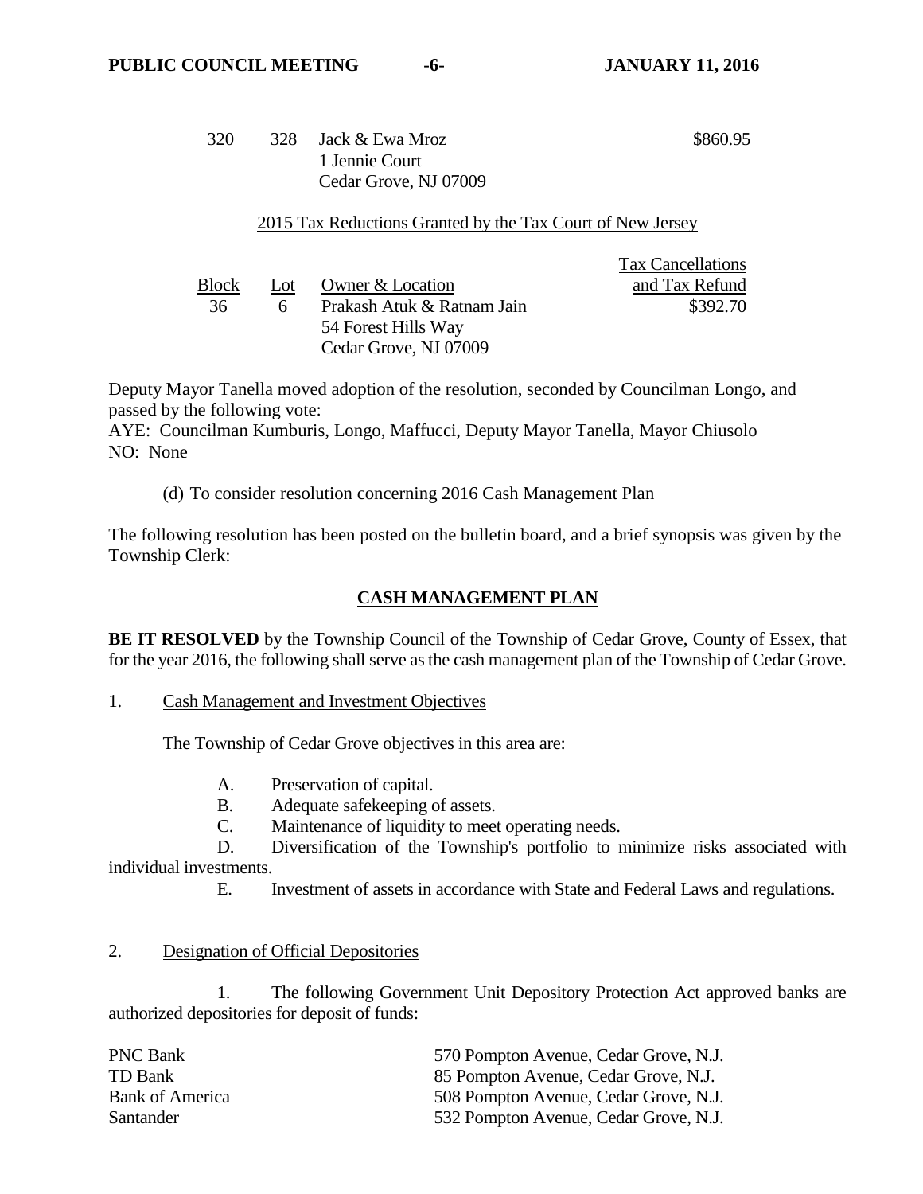| | | | |
|---|---|---|---|
| 320 | 328 | Jack & Ewa Mroz<br>1 Jennie Court<br>Cedar Grove, NJ 07009 | $860.95 |

2015 Tax Reductions Granted by the Tax Court of New Jersey

| Block | Lot | Owner & Location | Tax Cancellations and Tax Refund |
|---|---|---|---|
| 36 | 6 | Prakash Atuk & Ratnam Jain<br>54 Forest Hills Way<br>Cedar Grove, NJ 07009 | $392.70 |

Deputy Mayor Tanella moved adoption of the resolution, seconded by Councilman Longo, and passed by the following vote:
AYE: Councilman Kumburis, Longo, Maffucci, Deputy Mayor Tanella, Mayor Chiusolo
NO: None

(d) To consider resolution concerning 2016 Cash Management Plan

The following resolution has been posted on the bulletin board, and a brief synopsis was given by the Township Clerk:

## CASH MANAGEMENT PLAN

**BE IT RESOLVED** by the Township Council of the Township of Cedar Grove, County of Essex, that for the year 2016, the following shall serve as the cash management plan of the Township of Cedar Grove.

1. Cash Management and Investment Objectives

The Township of Cedar Grove objectives in this area are:

A. Preservation of capital.
B. Adequate safekeeping of assets.
C. Maintenance of liquidity to meet operating needs.
D. Diversification of the Township's portfolio to minimize risks associated with individual investments.
E. Investment of assets in accordance with State and Federal Laws and regulations.

2. Designation of Official Depositories

1. The following Government Unit Depository Protection Act approved banks are authorized depositories for deposit of funds:

| | |
|---|---|
| PNC Bank | 570 Pompton Avenue, Cedar Grove, N.J. |
| TD Bank | 85 Pompton Avenue, Cedar Grove, N.J. |
| Bank of America | 508 Pompton Avenue, Cedar Grove, N.J. |
| Santander | 532 Pompton Avenue, Cedar Grove, N.J. |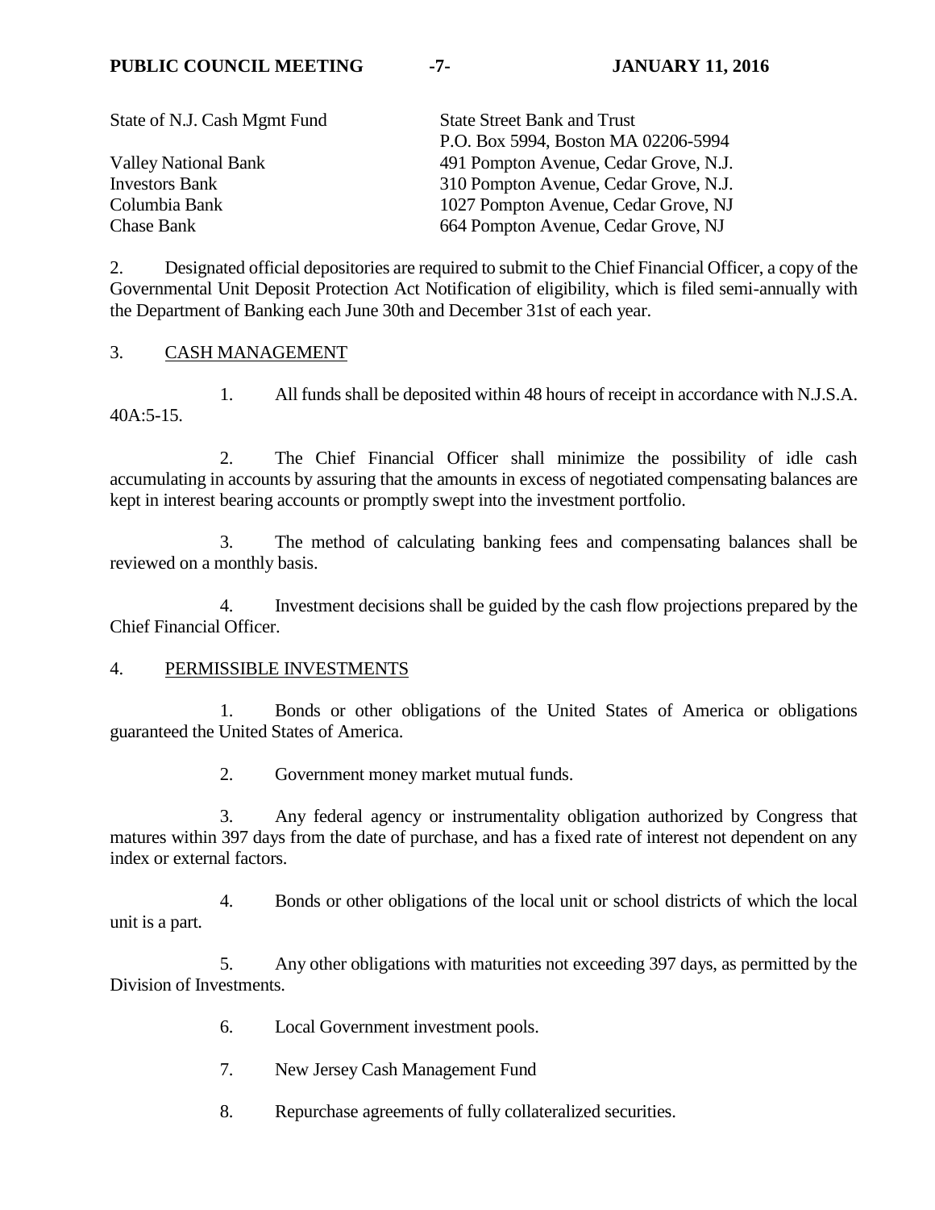| | |
|---|---|
| State of N.J. Cash Mgmt Fund | State Street Bank and Trust<br>P.O. Box 5994, Boston MA 02206-5994 |
| Valley National Bank | 491 Pompton Avenue, Cedar Grove, N.J. |
| Investors Bank | 310 Pompton Avenue, Cedar Grove, N.J. |
| Columbia Bank | 1027 Pompton Avenue, Cedar Grove, NJ |
| Chase Bank | 664 Pompton Avenue, Cedar Grove, NJ |

2. Designated official depositories are required to submit to the Chief Financial Officer, a copy of the Governmental Unit Deposit Protection Act Notification of eligibility, which is filed semi-annually with the Department of Banking each June 30th and December 31st of each year.

3. CASH MANAGEMENT

1. All funds shall be deposited within 48 hours of receipt in accordance with N.J.S.A. 40A:5-15.

2. The Chief Financial Officer shall minimize the possibility of idle cash accumulating in accounts by assuring that the amounts in excess of negotiated compensating balances are kept in interest bearing accounts or promptly swept into the investment portfolio.

3. The method of calculating banking fees and compensating balances shall be reviewed on a monthly basis.

4. Investment decisions shall be guided by the cash flow projections prepared by the Chief Financial Officer.

4. PERMISSIBLE INVESTMENTS

1. Bonds or other obligations of the United States of America or obligations guaranteed the United States of America.

2. Government money market mutual funds.

3. Any federal agency or instrumentality obligation authorized by Congress that matures within 397 days from the date of purchase, and has a fixed rate of interest not dependent on any index or external factors.

4. Bonds or other obligations of the local unit or school districts of which the local unit is a part.

5. Any other obligations with maturities not exceeding 397 days, as permitted by the Division of Investments.

6. Local Government investment pools.

7. New Jersey Cash Management Fund

8. Repurchase agreements of fully collateralized securities.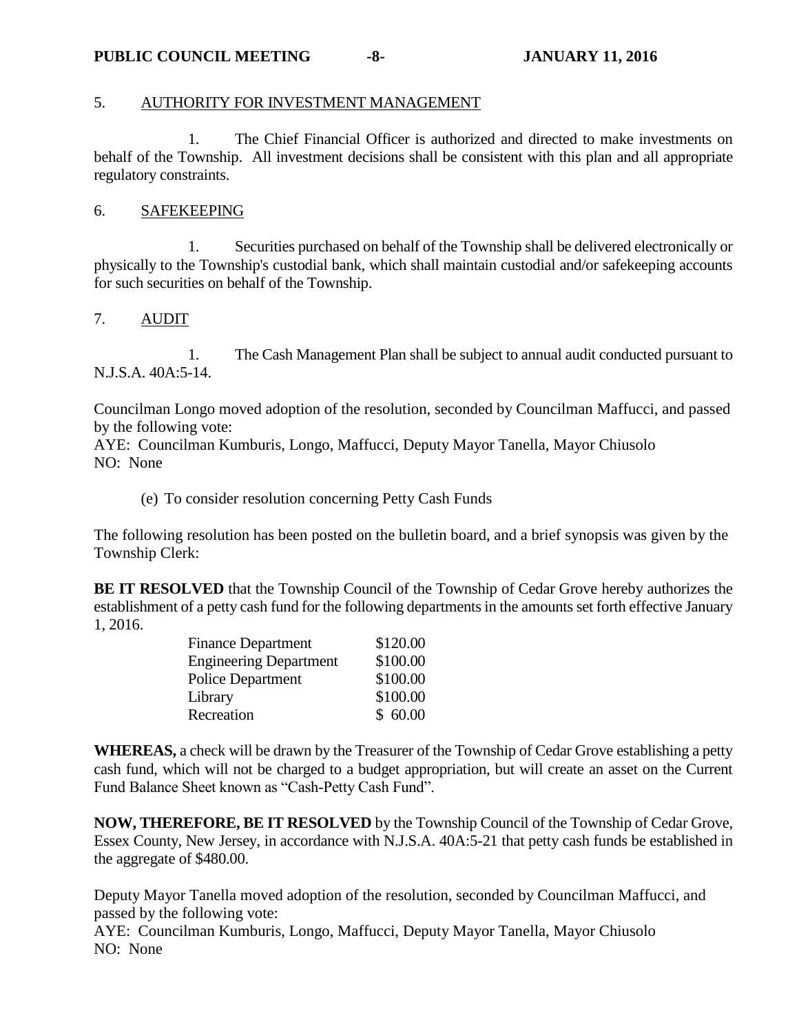5. <u>AUTHORITY FOR INVESTMENT MANAGEMENT</u>

1. The Chief Financial Officer is authorized and directed to make investments on behalf of the Township. All investment decisions shall be consistent with this plan and all appropriate regulatory constraints.

6. <u>SAFEKEEPING</u>

1. Securities purchased on behalf of the Township shall be delivered electronically or physically to the Township's custodial bank, which shall maintain custodial and/or safekeeping accounts for such securities on behalf of the Township.

7. <u>AUDIT</u>

1. The Cash Management Plan shall be subject to annual audit conducted pursuant to N.J.S.A. 40A:5-14.

Councilman Longo moved adoption of the resolution, seconded by Councilman Maffucci, and passed by the following vote:
AYE: Councilman Kumburis, Longo, Maffucci, Deputy Mayor Tanella, Mayor Chiusolo
NO: None

(e) To consider resolution concerning Petty Cash Funds

The following resolution has been posted on the bulletin board, and a brief synopsis was given by the Township Clerk:

**BE IT RESOLVED** that the Township Council of the Township of Cedar Grove hereby authorizes the establishment of a petty cash fund for the following departments in the amounts set forth effective January 1, 2016.

| | |
|---|---|
| Finance Department | $120.00 |
| Engineering Department | $100.00 |
| Police Department | $100.00 |
| Library | $100.00 |
| Recreation | $ 60.00 |

**WHEREAS,** a check will be drawn by the Treasurer of the Township of Cedar Grove establishing a petty cash fund, which will not be charged to a budget appropriation, but will create an asset on the Current Fund Balance Sheet known as "Cash-Petty Cash Fund".

**NOW, THEREFORE, BE IT RESOLVED** by the Township Council of the Township of Cedar Grove, Essex County, New Jersey, in accordance with N.J.S.A. 40A:5-21 that petty cash funds be established in the aggregate of $480.00.

Deputy Mayor Tanella moved adoption of the resolution, seconded by Councilman Maffucci, and passed by the following vote:
AYE: Councilman Kumburis, Longo, Maffucci, Deputy Mayor Tanella, Mayor Chiusolo
NO: None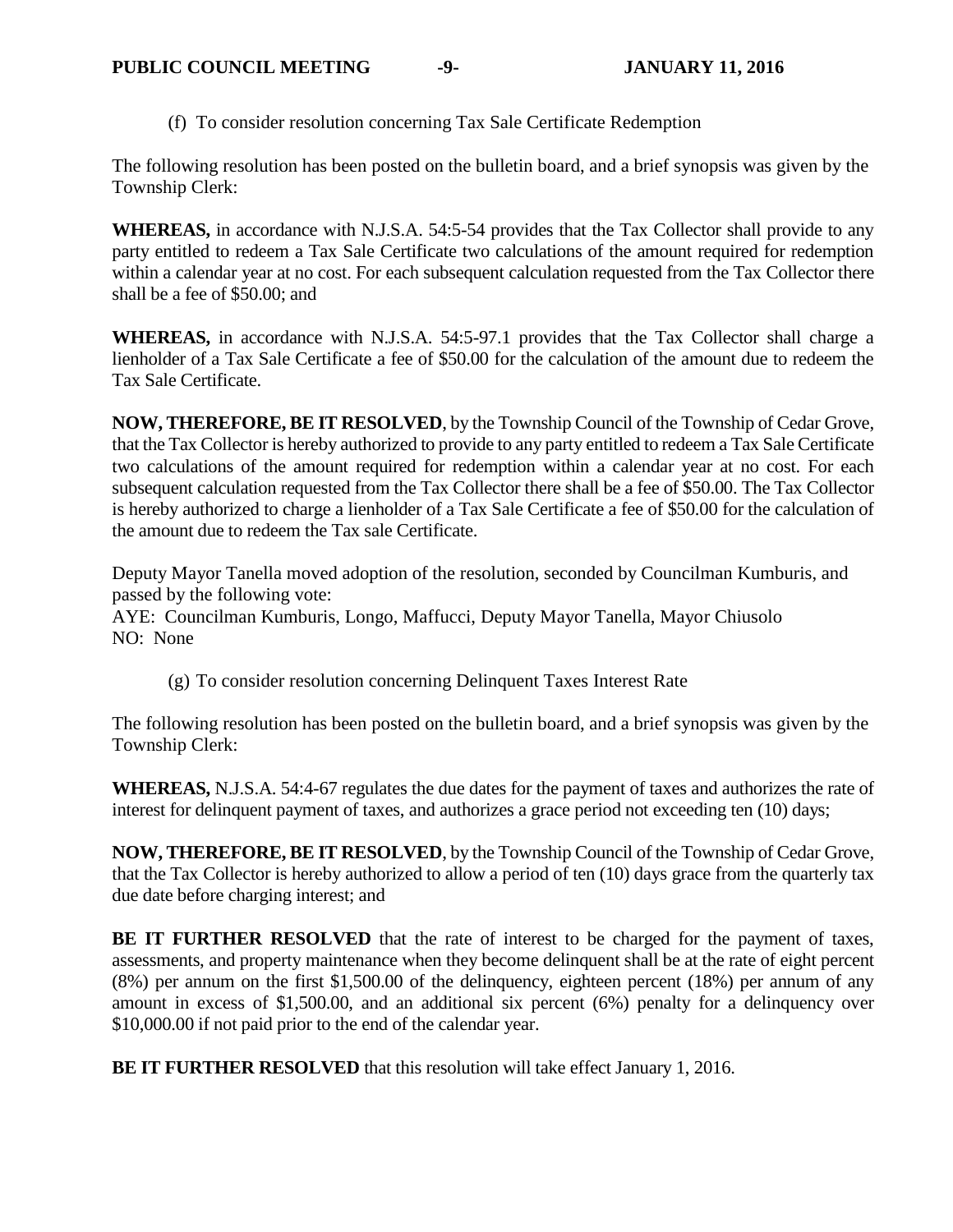(f) To consider resolution concerning Tax Sale Certificate Redemption

The following resolution has been posted on the bulletin board, and a brief synopsis was given by the Township Clerk:

**WHEREAS,** in accordance with N.J.S.A. 54:5-54 provides that the Tax Collector shall provide to any party entitled to redeem a Tax Sale Certificate two calculations of the amount required for redemption within a calendar year at no cost. For each subsequent calculation requested from the Tax Collector there shall be a fee of $50.00; and

**WHEREAS,** in accordance with N.J.S.A. 54:5-97.1 provides that the Tax Collector shall charge a lienholder of a Tax Sale Certificate a fee of $50.00 for the calculation of the amount due to redeem the Tax Sale Certificate.

**NOW, THEREFORE, BE IT RESOLVED**, by the Township Council of the Township of Cedar Grove, that the Tax Collector is hereby authorized to provide to any party entitled to redeem a Tax Sale Certificate two calculations of the amount required for redemption within a calendar year at no cost. For each subsequent calculation requested from the Tax Collector there shall be a fee of $50.00. The Tax Collector is hereby authorized to charge a lienholder of a Tax Sale Certificate a fee of $50.00 for the calculation of the amount due to redeem the Tax sale Certificate.

Deputy Mayor Tanella moved adoption of the resolution, seconded by Councilman Kumburis, and passed by the following vote:
AYE: Councilman Kumburis, Longo, Maffucci, Deputy Mayor Tanella, Mayor Chiusolo
NO: None

(g) To consider resolution concerning Delinquent Taxes Interest Rate

The following resolution has been posted on the bulletin board, and a brief synopsis was given by the Township Clerk:

**WHEREAS,** N.J.S.A. 54:4-67 regulates the due dates for the payment of taxes and authorizes the rate of interest for delinquent payment of taxes, and authorizes a grace period not exceeding ten (10) days;

**NOW, THEREFORE, BE IT RESOLVED**, by the Township Council of the Township of Cedar Grove, that the Tax Collector is hereby authorized to allow a period of ten (10) days grace from the quarterly tax due date before charging interest; and

**BE IT FURTHER RESOLVED** that the rate of interest to be charged for the payment of taxes, assessments, and property maintenance when they become delinquent shall be at the rate of eight percent (8%) per annum on the first $1,500.00 of the delinquency, eighteen percent (18%) per annum of any amount in excess of $1,500.00, and an additional six percent (6%) penalty for a delinquency over $10,000.00 if not paid prior to the end of the calendar year.

**BE IT FURTHER RESOLVED** that this resolution will take effect January 1, 2016.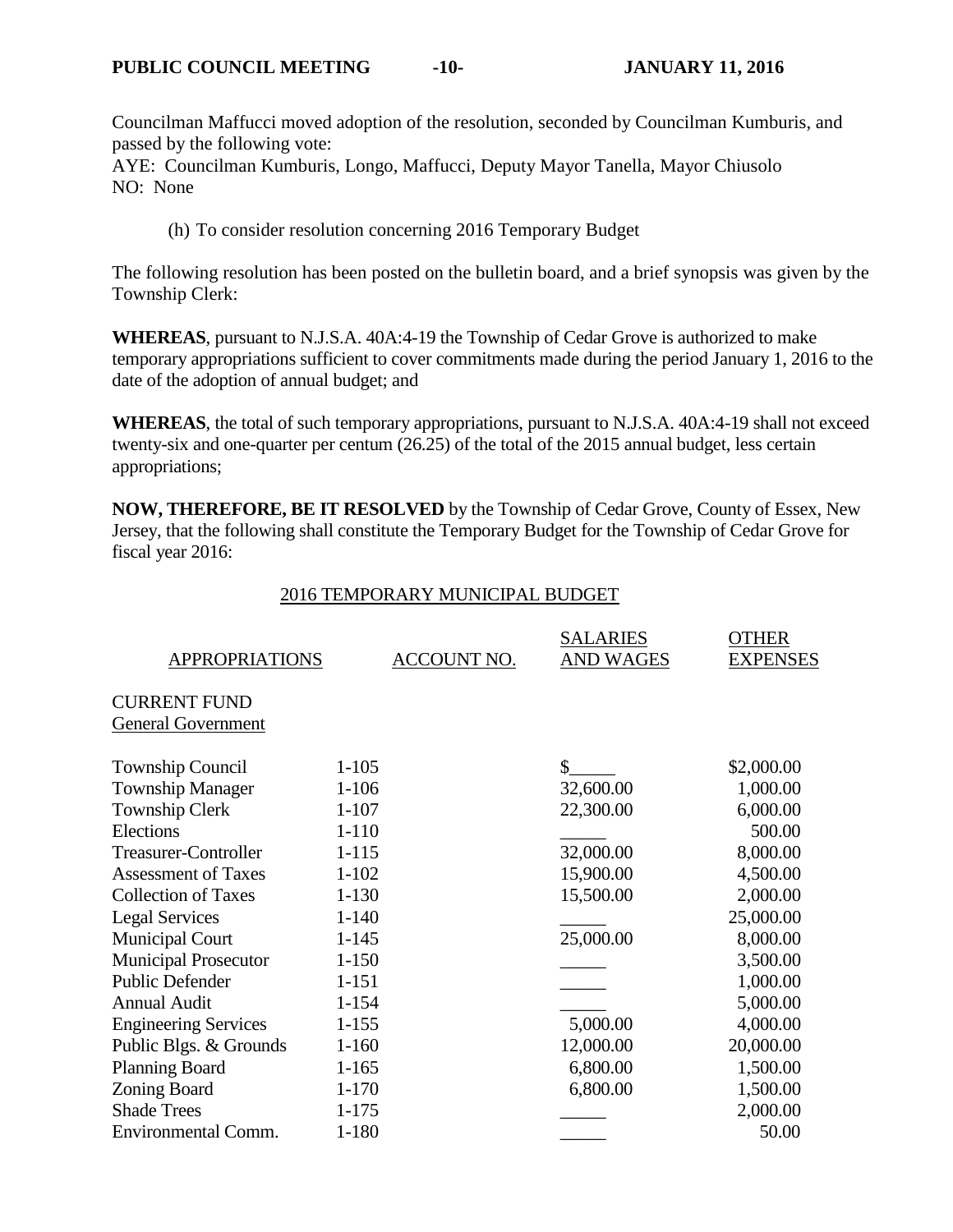Councilman Maffucci moved adoption of the resolution, seconded by Councilman Kumburis, and passed by the following vote:
AYE: Councilman Kumburis, Longo, Maffucci, Deputy Mayor Tanella, Mayor Chiusolo
NO: None

(h) To consider resolution concerning 2016 Temporary Budget

The following resolution has been posted on the bulletin board, and a brief synopsis was given by the Township Clerk:

**WHEREAS**, pursuant to N.J.S.A. 40A:4-19 the Township of Cedar Grove is authorized to make temporary appropriations sufficient to cover commitments made during the period January 1, 2016 to the date of the adoption of annual budget; and

**WHEREAS**, the total of such temporary appropriations, pursuant to N.J.S.A. 40A:4-19 shall not exceed twenty-six and one-quarter per centum (26.25) of the total of the 2015 annual budget, less certain appropriations;

**NOW, THEREFORE, BE IT RESOLVED** by the Township of Cedar Grove, County of Essex, New Jersey, that the following shall constitute the Temporary Budget for the Township of Cedar Grove for fiscal year 2016:

2016 TEMPORARY MUNICIPAL BUDGET

| APPROPRIATIONS | ACCOUNT NO. | SALARIES AND WAGES | OTHER EXPENSES |
|---|---|---|---|
| CURRENT FUND | | | |
| General Government | | | |
| Township Council | 1-105 | $_____ | $2,000.00 |
| Township Manager | 1-106 | 32,600.00 | 1,000.00 |
| Township Clerk | 1-107 | 22,300.00 | 6,000.00 |
| Elections | 1-110 | _____ | 500.00 |
| Treasurer-Controller | 1-115 | 32,000.00 | 8,000.00 |
| Assessment of Taxes | 1-102 | 15,900.00 | 4,500.00 |
| Collection of Taxes | 1-130 | 15,500.00 | 2,000.00 |
| Legal Services | 1-140 | _____ | 25,000.00 |
| Municipal Court | 1-145 | 25,000.00 | 8,000.00 |
| Municipal Prosecutor | 1-150 | _____ | 3,500.00 |
| Public Defender | 1-151 | _____ | 1,000.00 |
| Annual Audit | 1-154 | _____ | 5,000.00 |
| Engineering Services | 1-155 | 5,000.00 | 4,000.00 |
| Public Blgs. & Grounds | 1-160 | 12,000.00 | 20,000.00 |
| Planning Board | 1-165 | 6,800.00 | 1,500.00 |
| Zoning Board | 1-170 | 6,800.00 | 1,500.00 |
| Shade Trees | 1-175 | _____ | 2,000.00 |
| Environmental Comm. | 1-180 | _____ | 50.00 |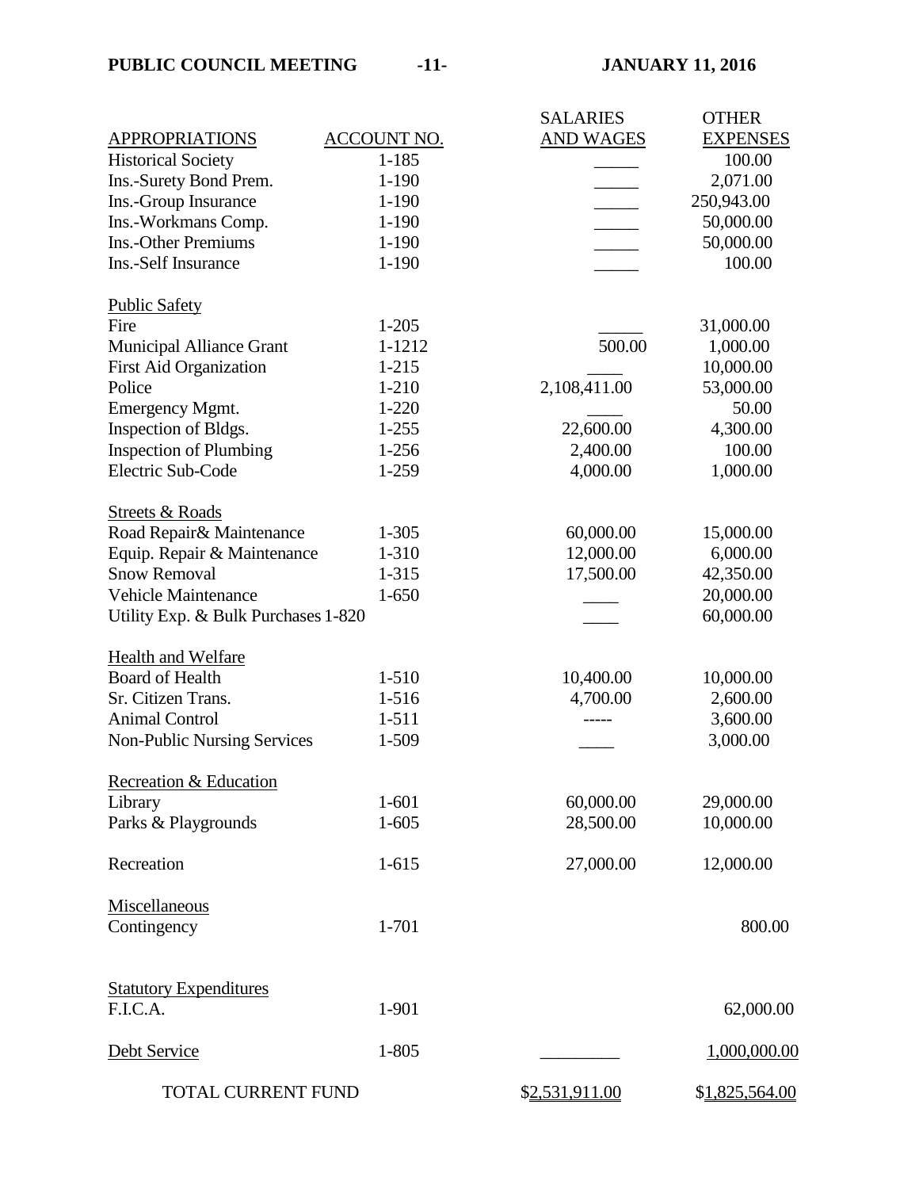| APPROPRIATIONS | ACCOUNT NO. | SALARIES AND WAGES | OTHER EXPENSES |
|---|---|---|---|
| Historical Society | 1-185 | _____ | 100.00 |
| Ins.-Surety Bond Prem. | 1-190 | _____ | 2,071.00 |
| Ins.-Group Insurance | 1-190 | _____ | 250,943.00 |
| Ins.-Workmans Comp. | 1-190 | _____ | 50,000.00 |
| Ins.-Other Premiums | 1-190 | _____ | 50,000.00 |
| Ins.-Self Insurance | 1-190 | _____ | 100.00 |
| Public Safety | | | |
| Fire | 1-205 | _____ | 31,000.00 |
| Municipal Alliance Grant | 1-1212 | 500.00 | 1,000.00 |
| First Aid Organization | 1-215 | ____ | 10,000.00 |
| Police | 1-210 | 2,108,411.00 | 53,000.00 |
| Emergency Mgmt. | 1-220 | ____ | 50.00 |
| Inspection of Bldgs. | 1-255 | 22,600.00 | 4,300.00 |
| Inspection of Plumbing | 1-256 | 2,400.00 | 100.00 |
| Electric Sub-Code | 1-259 | 4,000.00 | 1,000.00 |
| Streets & Roads | | | |
| Road Repair& Maintenance | 1-305 | 60,000.00 | 15,000.00 |
| Equip. Repair & Maintenance | 1-310 | 12,000.00 | 6,000.00 |
| Snow Removal | 1-315 | 17,500.00 | 42,350.00 |
| Vehicle Maintenance | 1-650 | ____ | 20,000.00 |
| Utility Exp. & Bulk Purchases | 1-820 | ____ | 60,000.00 |
| Health and Welfare | | | |
| Board of Health | 1-510 | 10,400.00 | 10,000.00 |
| Sr. Citizen Trans. | 1-516 | 4,700.00 | 2,600.00 |
| Animal Control | 1-511 | ----- | 3,600.00 |
| Non-Public Nursing Services | 1-509 | ____ | 3,000.00 |
| Recreation & Education | | | |
| Library | 1-601 | 60,000.00 | 29,000.00 |
| Parks & Playgrounds | 1-605 | 28,500.00 | 10,000.00 |
| Recreation | 1-615 | 27,000.00 | 12,000.00 |
| Miscellaneous | | | |
| Contingency | 1-701 | | 800.00 |
| Statutory Expenditures | | | |
| F.I.C.A. | 1-901 | | 62,000.00 |
| Debt Service | 1-805 | _________ | 1,000,000.00 |
| TOTAL CURRENT FUND | | $2,531,911.00 | $1,825,564.00 |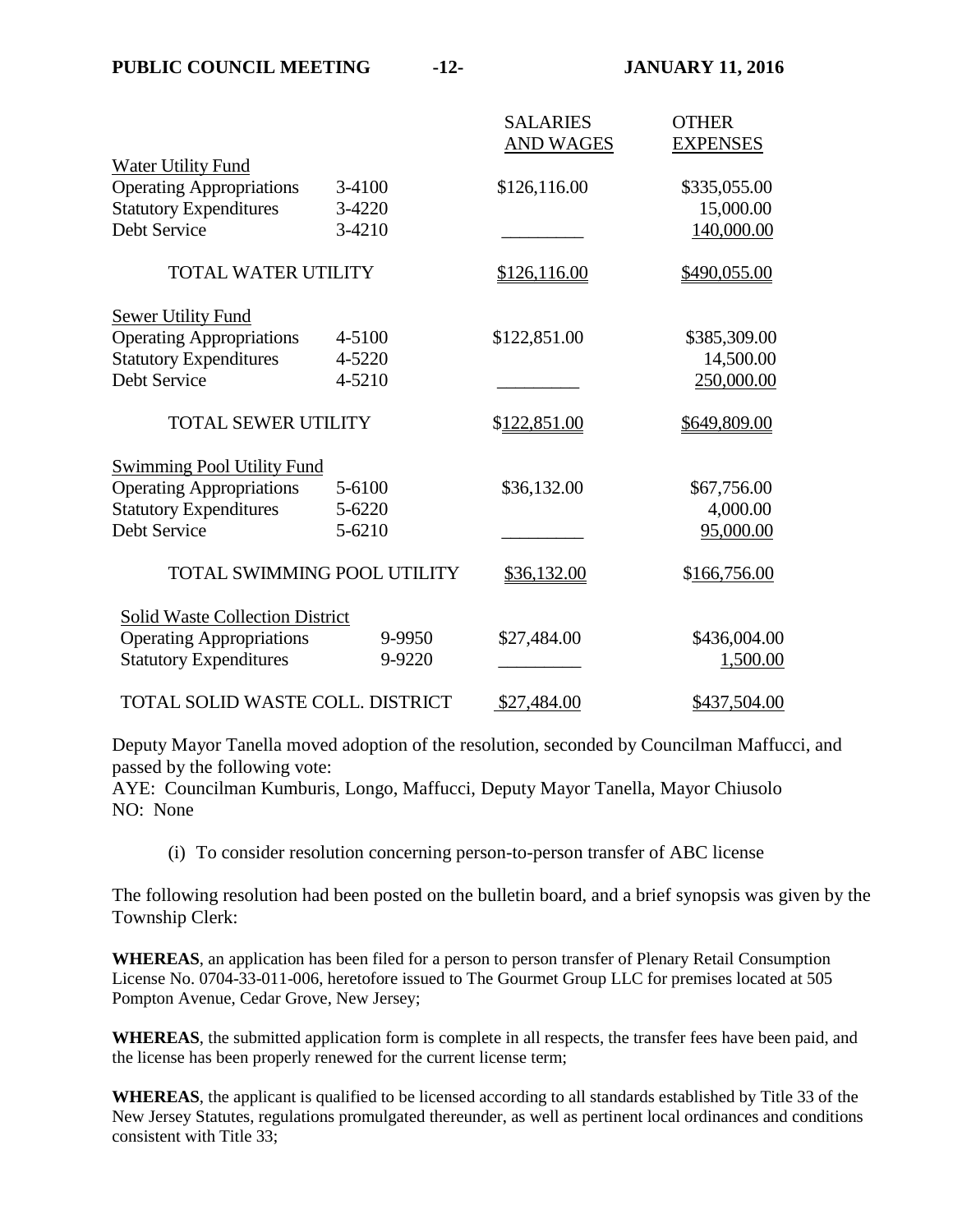| | | SALARIES AND WAGES | OTHER EXPENSES |
|---|---|---|---|
| Water Utility Fund | | | |
| Operating Appropriations | 3-4100 | $126,116.00 | $335,055.00 |
| Statutory Expenditures | 3-4220 | | 15,000.00 |
| Debt Service | 3-4210 | _________ | 140,000.00 |
| TOTAL WATER UTILITY | | $126,116.00 | $490,055.00 |
| Sewer Utility Fund | | | |
| Operating Appropriations | 4-5100 | $122,851.00 | $385,309.00 |
| Statutory Expenditures | 4-5220 | | 14,500.00 |
| Debt Service | 4-5210 | _________ | 250,000.00 |
| TOTAL SEWER UTILITY | | $122,851.00 | $649,809.00 |
| Swimming Pool Utility Fund | | | |
| Operating Appropriations | 5-6100 | $36,132.00 | $67,756.00 |
| Statutory Expenditures | 5-6220 | | 4,000.00 |
| Debt Service | 5-6210 | _________ | 95,000.00 |
| TOTAL SWIMMING POOL UTILITY | | $36,132.00 | $166,756.00 |
| Solid Waste Collection District | | | |
| Operating Appropriations | 9-9950 | $27,484.00 | $436,004.00 |
| Statutory Expenditures | 9-9220 | _________ | 1,500.00 |
| TOTAL SOLID WASTE COLL. DISTRICT | | $27,484.00 | $437,504.00 |

Deputy Mayor Tanella moved adoption of the resolution, seconded by Councilman Maffucci, and passed by the following vote:
AYE: Councilman Kumburis, Longo, Maffucci, Deputy Mayor Tanella, Mayor Chiusolo
NO: None

(i) To consider resolution concerning person-to-person transfer of ABC license

The following resolution had been posted on the bulletin board, and a brief synopsis was given by the Township Clerk:

**WHEREAS**, an application has been filed for a person to person transfer of Plenary Retail Consumption License No. 0704-33-011-006, heretofore issued to The Gourmet Group LLC for premises located at 505 Pompton Avenue, Cedar Grove, New Jersey;

**WHEREAS**, the submitted application form is complete in all respects, the transfer fees have been paid, and the license has been properly renewed for the current license term;

**WHEREAS**, the applicant is qualified to be licensed according to all standards established by Title 33 of the New Jersey Statutes, regulations promulgated thereunder, as well as pertinent local ordinances and conditions consistent with Title 33;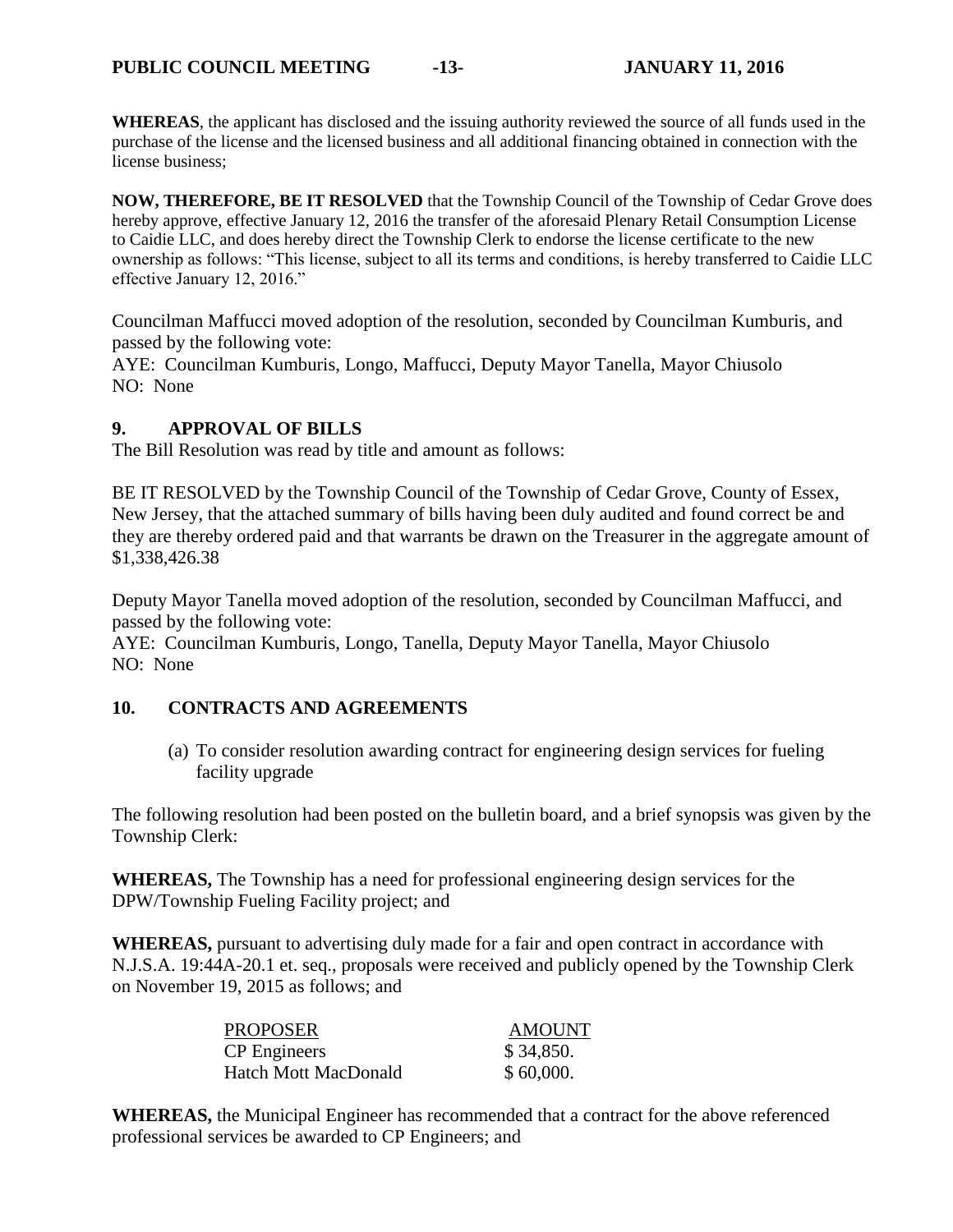**WHEREAS**, the applicant has disclosed and the issuing authority reviewed the source of all funds used in the purchase of the license and the licensed business and all additional financing obtained in connection with the license business;

**NOW, THEREFORE, BE IT RESOLVED** that the Township Council of the Township of Cedar Grove does hereby approve, effective January 12, 2016 the transfer of the aforesaid Plenary Retail Consumption License to Caidie LLC, and does hereby direct the Township Clerk to endorse the license certificate to the new ownership as follows: "This license, subject to all its terms and conditions, is hereby transferred to Caidie LLC effective January 12, 2016."

Councilman Maffucci moved adoption of the resolution, seconded by Councilman Kumburis, and passed by the following vote:
AYE: Councilman Kumburis, Longo, Maffucci, Deputy Mayor Tanella, Mayor Chiusolo
NO: None

## 9. APPROVAL OF BILLS

The Bill Resolution was read by title and amount as follows:

BE IT RESOLVED by the Township Council of the Township of Cedar Grove, County of Essex, New Jersey, that the attached summary of bills having been duly audited and found correct be and they are thereby ordered paid and that warrants be drawn on the Treasurer in the aggregate amount of $1,338,426.38

Deputy Mayor Tanella moved adoption of the resolution, seconded by Councilman Maffucci, and passed by the following vote:
AYE: Councilman Kumburis, Longo, Tanella, Deputy Mayor Tanella, Mayor Chiusolo
NO: None

## 10. CONTRACTS AND AGREEMENTS

(a) To consider resolution awarding contract for engineering design services for fueling facility upgrade

The following resolution had been posted on the bulletin board, and a brief synopsis was given by the Township Clerk:

**WHEREAS,** The Township has a need for professional engineering design services for the DPW/Township Fueling Facility project; and

**WHEREAS,** pursuant to advertising duly made for a fair and open contract in accordance with N.J.S.A. 19:44A-20.1 et. seq., proposals were received and publicly opened by the Township Clerk on November 19, 2015 as follows; and

| PROPOSER | AMOUNT |
| --- | --- |
| CP Engineers | $ 34,850. |
| Hatch Mott MacDonald | $ 60,000. |

**WHEREAS,** the Municipal Engineer has recommended that a contract for the above referenced professional services be awarded to CP Engineers; and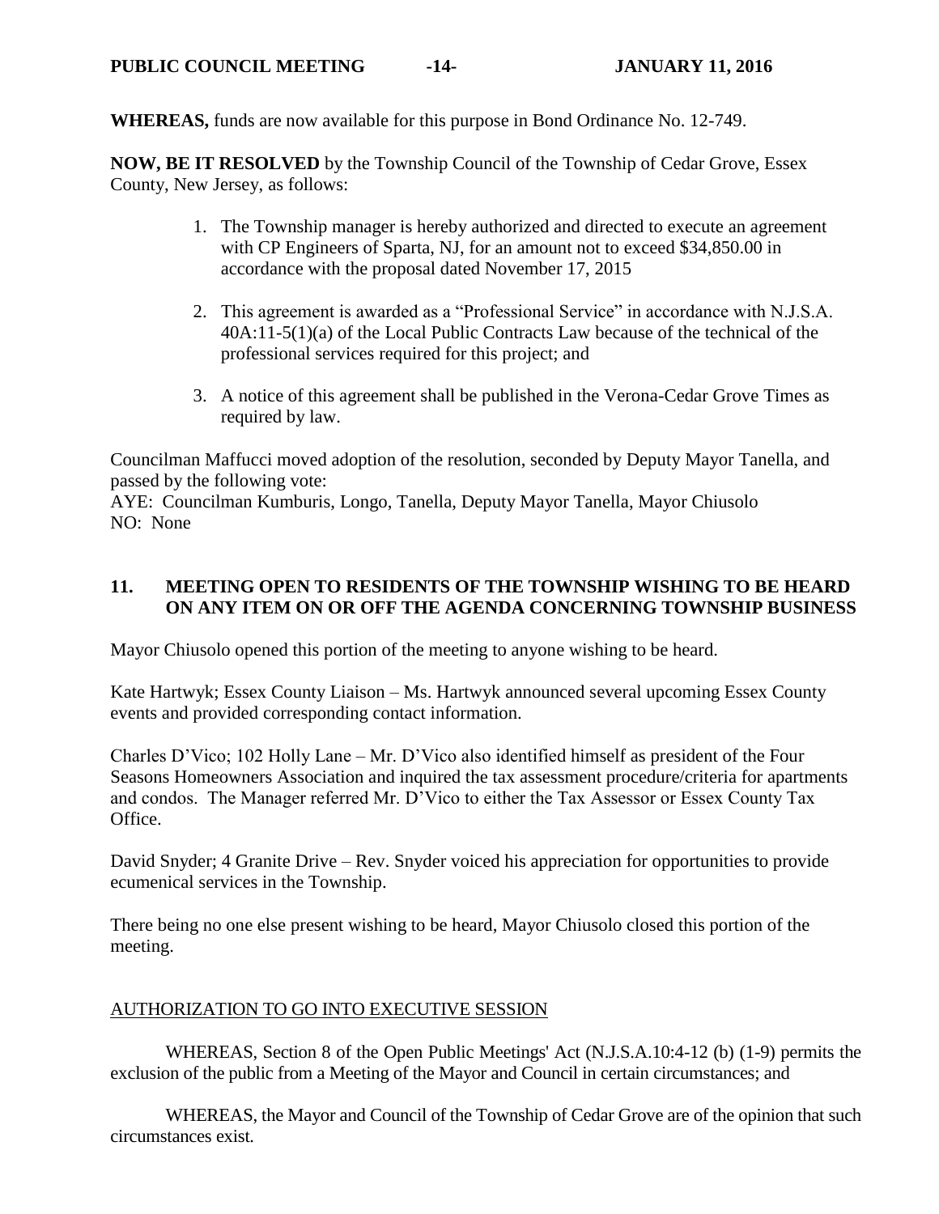**WHEREAS,** funds are now available for this purpose in Bond Ordinance No. 12-749.

**NOW, BE IT RESOLVED** by the Township Council of the Township of Cedar Grove, Essex County, New Jersey, as follows:

1. The Township manager is hereby authorized and directed to execute an agreement with CP Engineers of Sparta, NJ, for an amount not to exceed $34,850.00 in accordance with the proposal dated November 17, 2015

2. This agreement is awarded as a "Professional Service" in accordance with N.J.S.A. 40A:11-5(1)(a) of the Local Public Contracts Law because of the technical of the professional services required for this project; and

3. A notice of this agreement shall be published in the Verona-Cedar Grove Times as required by law.

Councilman Maffucci moved adoption of the resolution, seconded by Deputy Mayor Tanella, and passed by the following vote:
AYE: Councilman Kumburis, Longo, Tanella, Deputy Mayor Tanella, Mayor Chiusolo
NO: None

## 11. MEETING OPEN TO RESIDENTS OF THE TOWNSHIP WISHING TO BE HEARD ON ANY ITEM ON OR OFF THE AGENDA CONCERNING TOWNSHIP BUSINESS

Mayor Chiusolo opened this portion of the meeting to anyone wishing to be heard.

Kate Hartwyk; Essex County Liaison – Ms. Hartwyk announced several upcoming Essex County events and provided corresponding contact information.

Charles D'Vico; 102 Holly Lane – Mr. D'Vico also identified himself as president of the Four Seasons Homeowners Association and inquired the tax assessment procedure/criteria for apartments and condos. The Manager referred Mr. D'Vico to either the Tax Assessor or Essex County Tax Office.

David Snyder; 4 Granite Drive – Rev. Snyder voiced his appreciation for opportunities to provide ecumenical services in the Township.

There being no one else present wishing to be heard, Mayor Chiusolo closed this portion of the meeting.

AUTHORIZATION TO GO INTO EXECUTIVE SESSION

WHEREAS, Section 8 of the Open Public Meetings' Act (N.J.S.A.10:4-12 (b) (1-9) permits the exclusion of the public from a Meeting of the Mayor and Council in certain circumstances; and

WHEREAS, the Mayor and Council of the Township of Cedar Grove are of the opinion that such circumstances exist.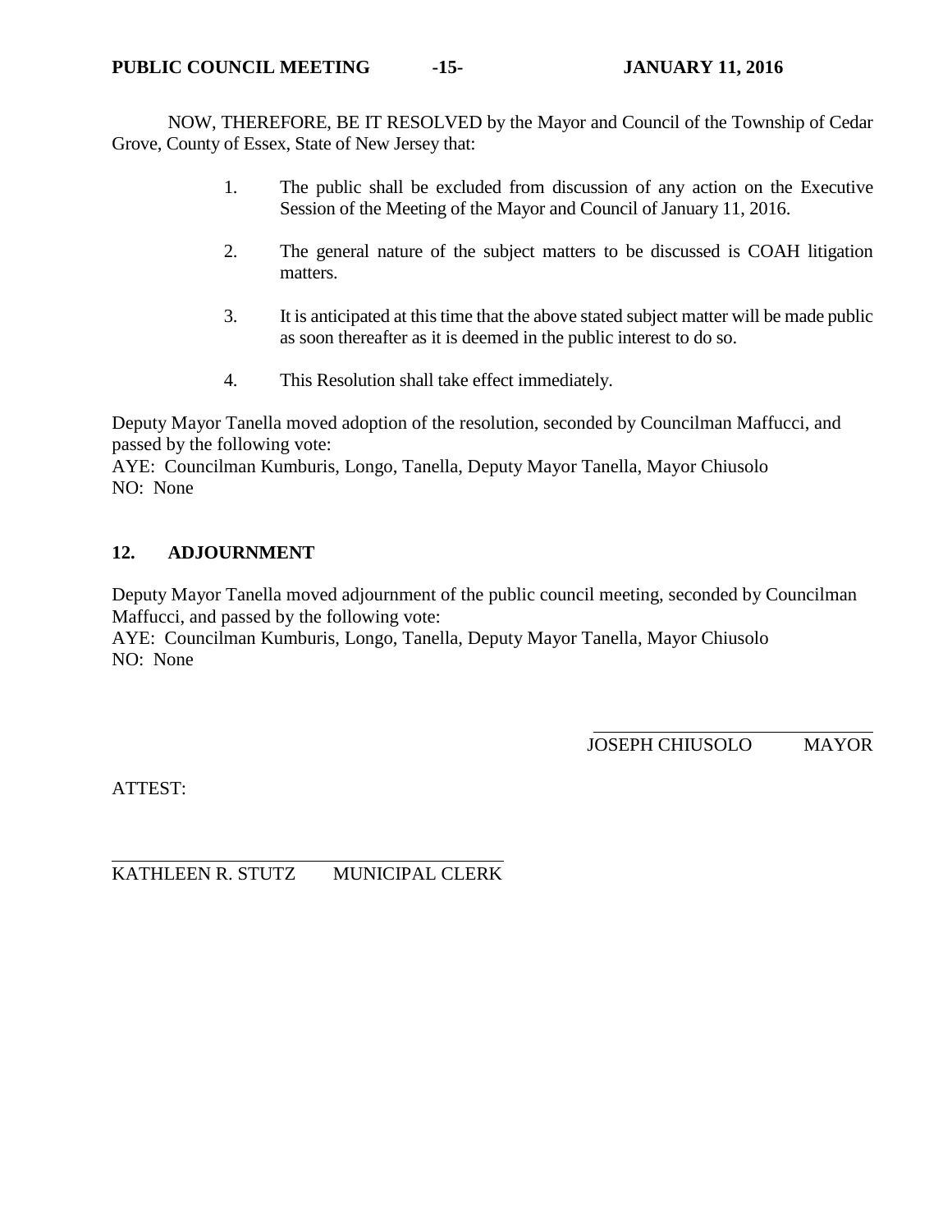NOW, THEREFORE, BE IT RESOLVED by the Mayor and Council of the Township of Cedar Grove, County of Essex, State of New Jersey that:

1. The public shall be excluded from discussion of any action on the Executive Session of the Meeting of the Mayor and Council of January 11, 2016.

2. The general nature of the subject matters to be discussed is COAH litigation matters.

3. It is anticipated at this time that the above stated subject matter will be made public as soon thereafter as it is deemed in the public interest to do so.

4. This Resolution shall take effect immediately.

Deputy Mayor Tanella moved adoption of the resolution, seconded by Councilman Maffucci, and passed by the following vote:
AYE: Councilman Kumburis, Longo, Tanella, Deputy Mayor Tanella, Mayor Chiusolo
NO: None

## 12. ADJOURNMENT

Deputy Mayor Tanella moved adjournment of the public council meeting, seconded by Councilman Maffucci, and passed by the following vote:
AYE: Councilman Kumburis, Longo, Tanella, Deputy Mayor Tanella, Mayor Chiusolo
NO: None

JOSEPH CHIUSOLO MAYOR

ATTEST:

KATHLEEN R. STUTZ MUNICIPAL CLERK